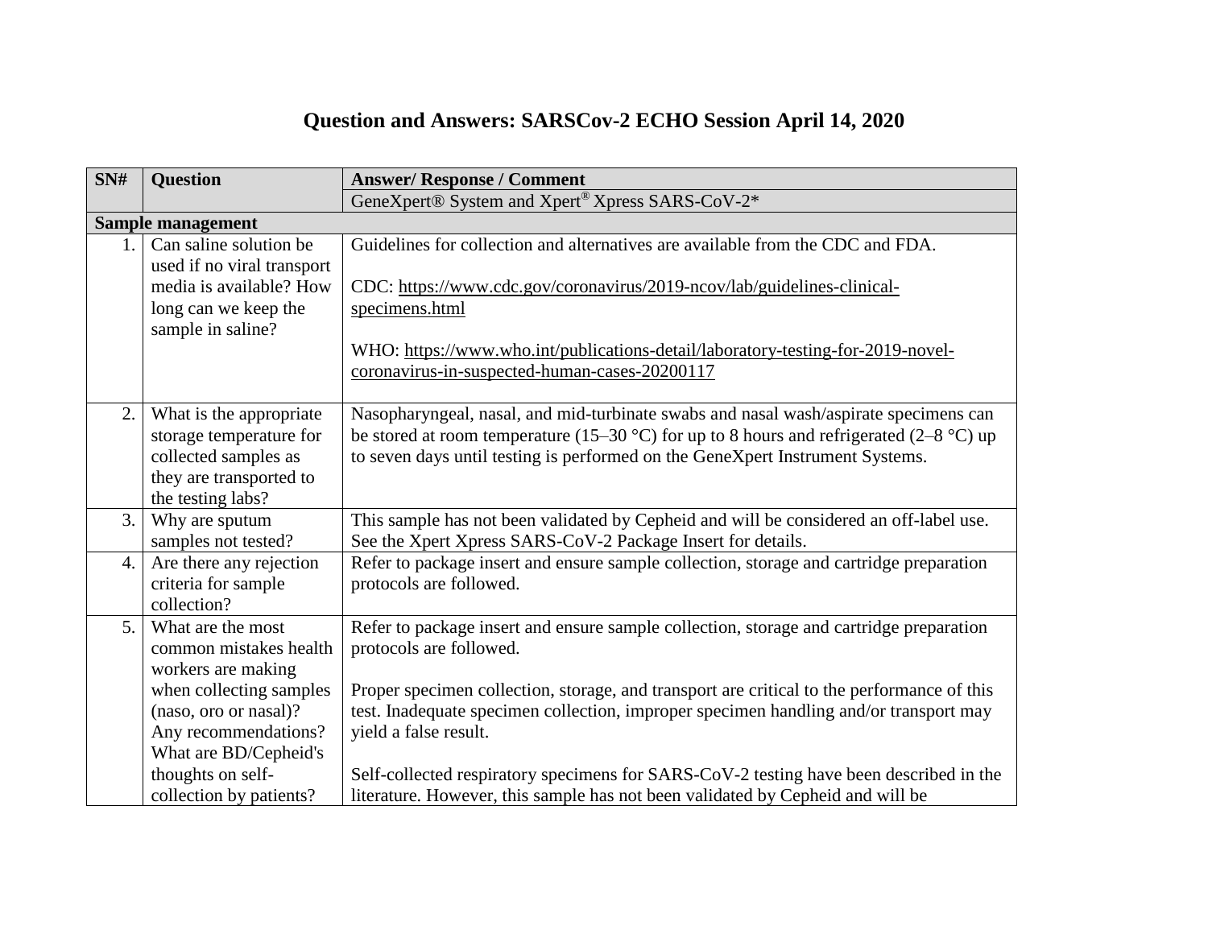# Question and Answers: SARSCov-2 ECHO Session April 14, 2020

| SN# | Question | Answer/ Response / Comment |
|---|---|---|
| | | GeneXpert® System and Xpert® Xpress SARS-CoV-2* |
| **Sample management** | | |
| 1. | Can saline solution be used if no viral transport media is available? How long can we keep the sample in saline? | Guidelines for collection and alternatives are available from the CDC and FDA.<br><br>CDC: https://www.cdc.gov/coronavirus/2019-ncov/lab/guidelines-clinical-specimens.html<br><br>WHO: https://www.who.int/publications-detail/laboratory-testing-for-2019-novel-coronavirus-in-suspected-human-cases-20200117 |
| 2. | What is the appropriate storage temperature for collected samples as they are transported to the testing labs? | Nasopharyngeal, nasal, and mid-turbinate swabs and nasal wash/aspirate specimens can be stored at room temperature (15–30 °C) for up to 8 hours and refrigerated (2–8 °C) up to seven days until testing is performed on the GeneXpert Instrument Systems. |
| 3. | Why are sputum samples not tested? | This sample has not been validated by Cepheid and will be considered an off-label use. See the Xpert Xpress SARS-CoV-2 Package Insert for details. |
| 4. | Are there any rejection criteria for sample collection? | Refer to package insert and ensure sample collection, storage and cartridge preparation protocols are followed. |
| 5. | What are the most common mistakes health workers are making when collecting samples (naso, oro or nasal)? Any recommendations? What are BD/Cepheid's thoughts on self-collection by patients? | Refer to package insert and ensure sample collection, storage and cartridge preparation protocols are followed.<br><br>Proper specimen collection, storage, and transport are critical to the performance of this test. Inadequate specimen collection, improper specimen handling and/or transport may yield a false result.<br><br>Self-collected respiratory specimens for SARS-CoV-2 testing have been described in the literature. However, this sample has not been validated by Cepheid and will be |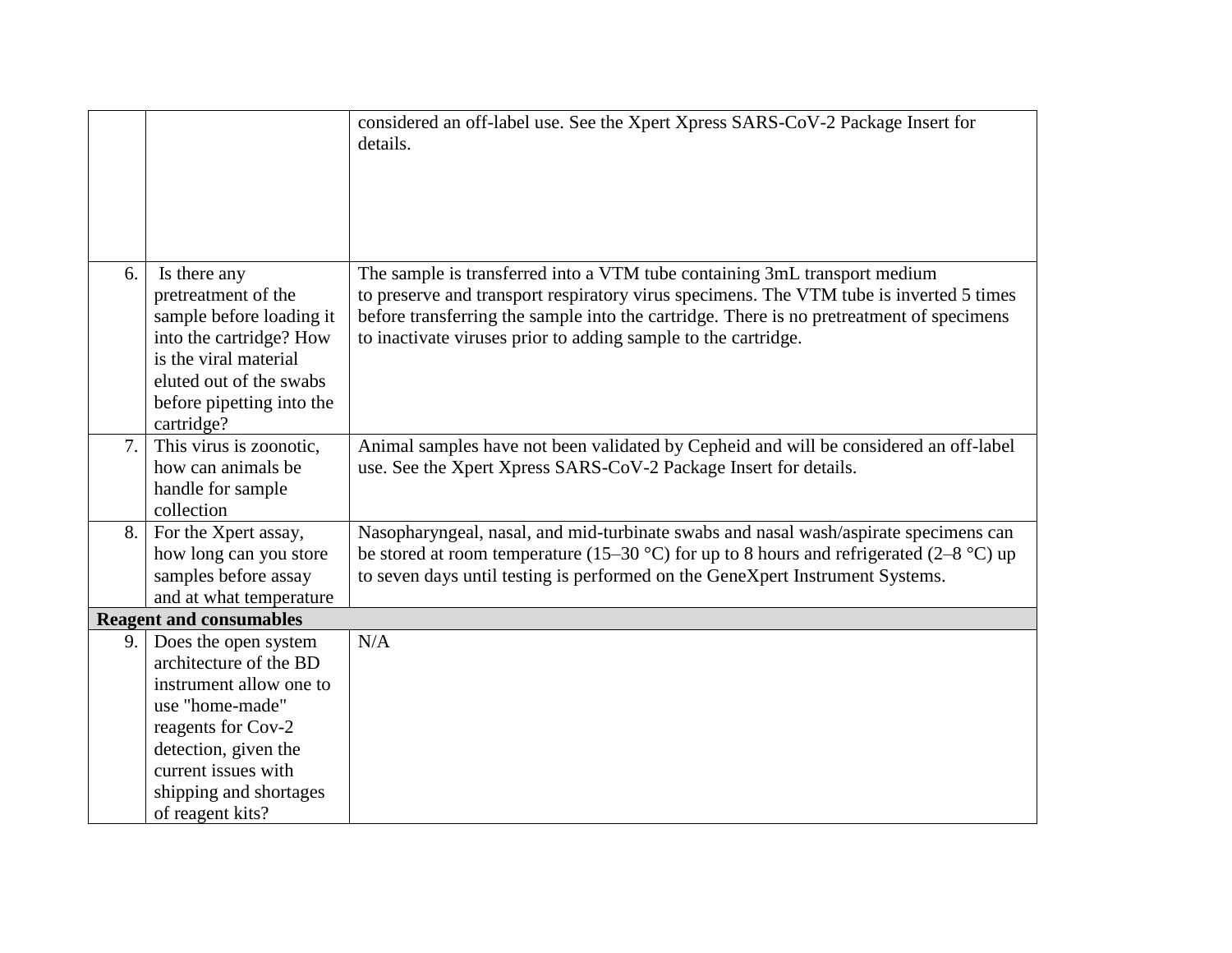| | | |
|---|---|---|
| | | considered an off-label use. See the Xpert Xpress SARS-CoV-2 Package Insert for details. |
| 6. | Is there any pretreatment of the sample before loading it into the cartridge? How is the viral material eluted out of the swabs before pipetting into the cartridge? | The sample is transferred into a VTM tube containing 3mL transport medium to preserve and transport respiratory virus specimens. The VTM tube is inverted 5 times before transferring the sample into the cartridge. There is no pretreatment of specimens to inactivate viruses prior to adding sample to the cartridge. |
| 7. | This virus is zoonotic, how can animals be handle for sample collection | Animal samples have not been validated by Cepheid and will be considered an off-label use. See the Xpert Xpress SARS-CoV-2 Package Insert for details. |
| 8. | For the Xpert assay, how long can you store samples before assay and at what temperature | Nasopharyngeal, nasal, and mid-turbinate swabs and nasal wash/aspirate specimens can be stored at room temperature (15–30 °C) for up to 8 hours and refrigerated (2–8 °C) up to seven days until testing is performed on the GeneXpert Instrument Systems. |
| **Reagent and consumables** | | |
| 9. | Does the open system architecture of the BD instrument allow one to use "home-made" reagents for Cov-2 detection, given the current issues with shipping and shortages of reagent kits? | N/A |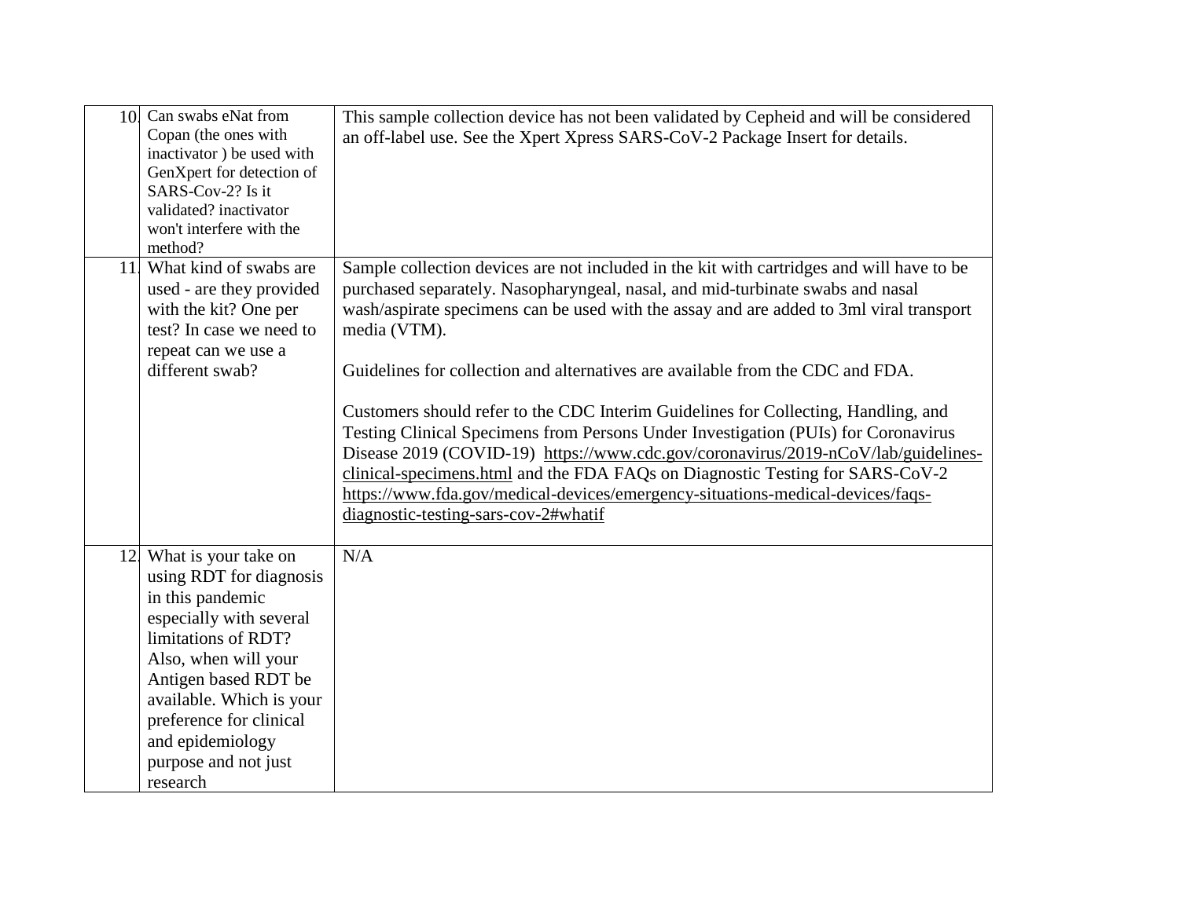| 10. | Can swabs eNat from Copan (the ones with inactivator ) be used with GenXpert for detection of SARS-Cov-2? Is it validated? inactivator won't interfere with the method? | This sample collection device has not been validated by Cepheid and will be considered an off-label use. See the Xpert Xpress SARS-CoV-2 Package Insert for details. |
|---|---|---|
| 11. | What kind of swabs are used - are they provided with the kit? One per test? In case we need to repeat can we use a different swab? | Sample collection devices are not included in the kit with cartridges and will have to be purchased separately. Nasopharyngeal, nasal, and mid-turbinate swabs and nasal wash/aspirate specimens can be used with the assay and are added to 3ml viral transport media (VTM).<br><br>Guidelines for collection and alternatives are available from the CDC and FDA.<br><br>Customers should refer to the CDC Interim Guidelines for Collecting, Handling, and Testing Clinical Specimens from Persons Under Investigation (PUIs) for Coronavirus Disease 2019 (COVID-19) https://www.cdc.gov/coronavirus/2019-nCoV/lab/guidelines-clinical-specimens.html and the FDA FAQs on Diagnostic Testing for SARS-CoV-2 https://www.fda.gov/medical-devices/emergency-situations-medical-devices/faqs-diagnostic-testing-sars-cov-2#whatif |
| 12. | What is your take on using RDT for diagnosis in this pandemic especially with several limitations of RDT? Also, when will your Antigen based RDT be available. Which is your preference for clinical and epidemiology purpose and not just research | N/A |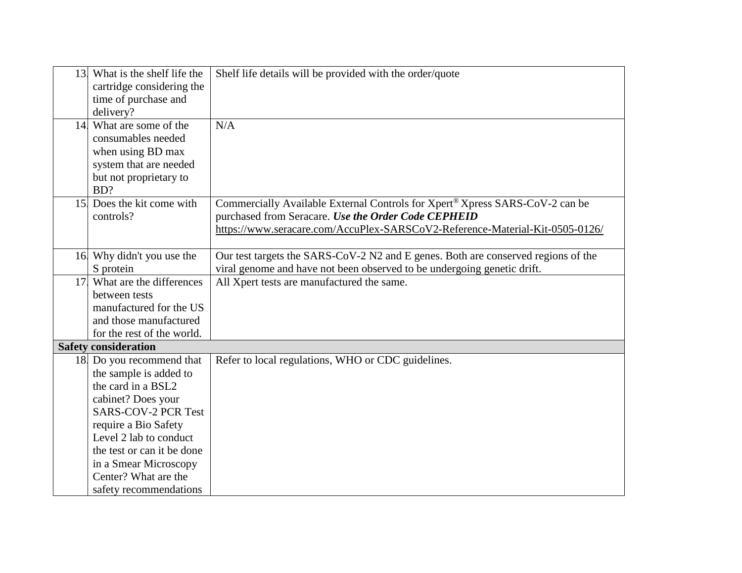| | | |
|---|---|---|
| 13. | What is the shelf life the cartridge considering the time of purchase and delivery? | Shelf life details will be provided with the order/quote |
| 14. | What are some of the consumables needed when using BD max system that are needed but not proprietary to BD? | N/A |
| 15. | Does the kit come with controls? | Commercially Available External Controls for Xpert® Xpress SARS-CoV-2 can be purchased from Seracare. ***Use the Order Code CEPHEID*** https://www.seracare.com/AccuPlex-SARSCoV2-Reference-Material-Kit-0505-0126/ |
| 16. | Why didn't you use the S protein | Our test targets the SARS-CoV-2 N2 and E genes. Both are conserved regions of the viral genome and have not been observed to be undergoing genetic drift. |
| 17. | What are the differences between tests manufactured for the US and those manufactured for the rest of the world. | All Xpert tests are manufactured the same. |
| **Safety consideration** | | |
| 18. | Do you recommend that the sample is added to the card in a BSL2 cabinet? Does your SARS-COV-2 PCR Test require a Bio Safety Level 2 lab to conduct the test or can it be done in a Smear Microscopy Center? What are the safety recommendations | Refer to local regulations, WHO or CDC guidelines. |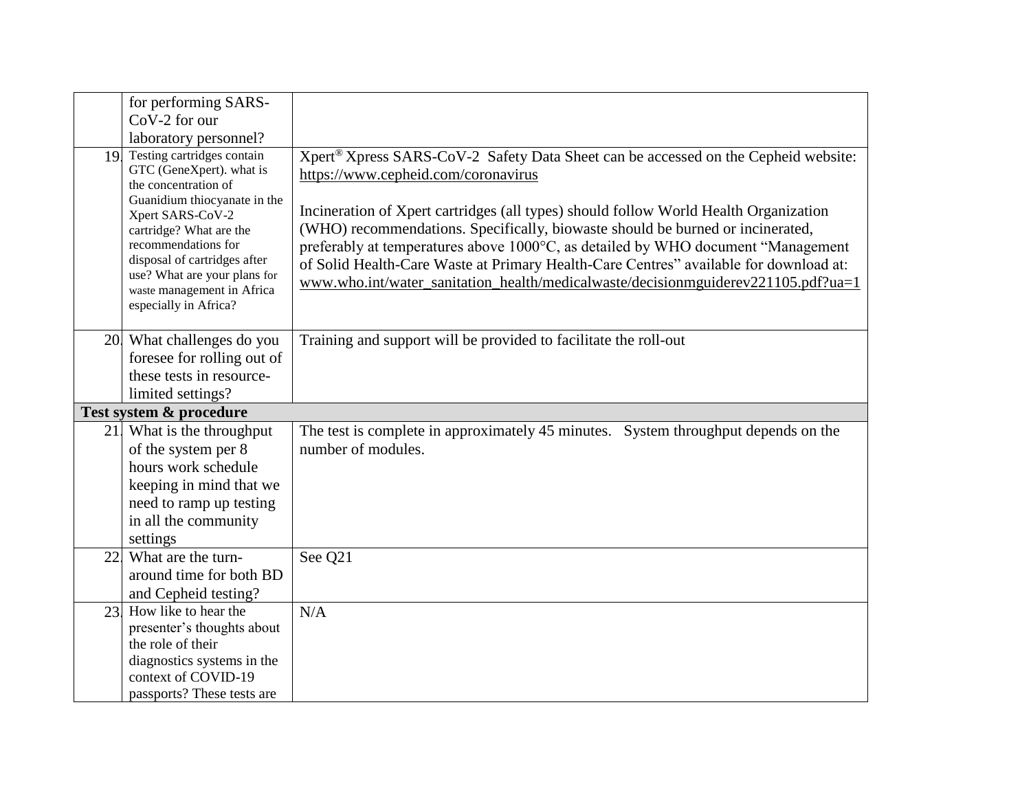| | | |
|---|---|---|
| | for performing SARS-CoV-2 for our laboratory personnel? | |
| 19. | Testing cartridges contain GTC (GeneXpert). what is the concentration of Guanidium thiocyanate in the Xpert SARS-CoV-2 cartridge? What are the recommendations for disposal of cartridges after use? What are your plans for waste management in Africa especially in Africa? | Xpert® Xpress SARS-CoV-2 Safety Data Sheet can be accessed on the Cepheid website: https://www.cepheid.com/coronavirus<br><br>Incineration of Xpert cartridges (all types) should follow World Health Organization (WHO) recommendations. Specifically, biowaste should be burned or incinerated, preferably at temperatures above 1000°C, as detailed by WHO document "Management of Solid Health-Care Waste at Primary Health-Care Centres" available for download at: www.who.int/water_sanitation_health/medicalwaste/decisionmguiderev221105.pdf?ua=1 |
| 20. | What challenges do you foresee for rolling out of these tests in resource-limited settings? | Training and support will be provided to facilitate the roll-out |
| **Test system & procedure** | | |
| 21. | What is the throughput of the system per 8 hours work schedule keeping in mind that we need to ramp up testing in all the community settings | The test is complete in approximately 45 minutes. System throughput depends on the number of modules. |
| 22. | What are the turn-around time for both BD and Cepheid testing? | See Q21 |
| 23. | How like to hear the presenter's thoughts about the role of their diagnostics systems in the context of COVID-19 passports? These tests are | N/A |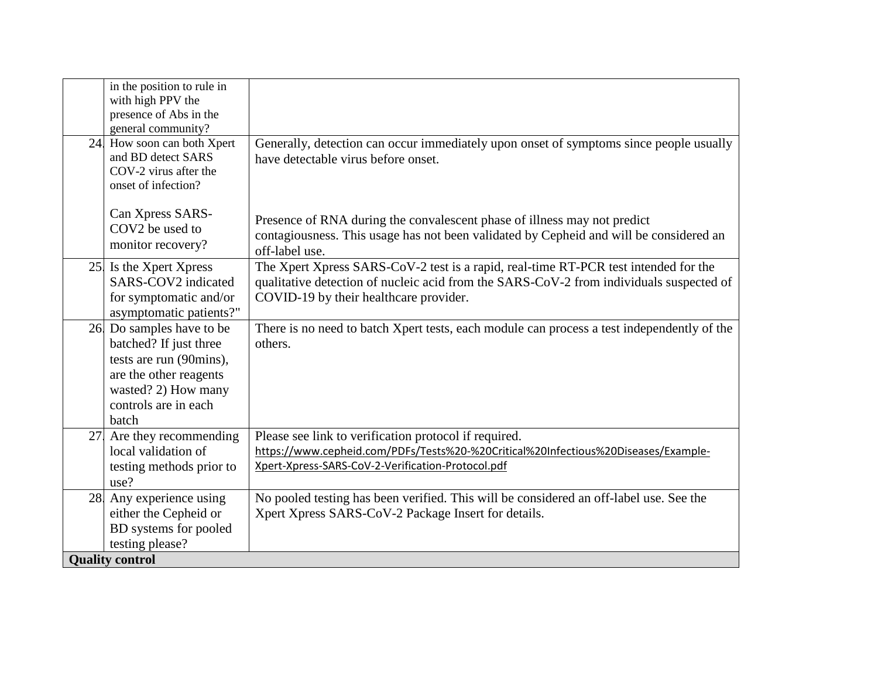| | | |
|---|---|---|
| | in the position to rule in with high PPV the presence of Abs in the general community? | |
| 24. | How soon can both Xpert and BD detect SARS COV-2 virus after the onset of infection?<br><br>Can Xpress SARS-COV2 be used to monitor recovery? | Generally, detection can occur immediately upon onset of symptoms since people usually have detectable virus before onset.<br><br>Presence of RNA during the convalescent phase of illness may not predict contagiousness. This usage has not been validated by Cepheid and will be considered an off-label use. |
| 25. | Is the Xpert Xpress SARS-COV2 indicated for symptomatic and/or asymptomatic patients?" | The Xpert Xpress SARS-CoV-2 test is a rapid, real-time RT-PCR test intended for the qualitative detection of nucleic acid from the SARS-CoV-2 from individuals suspected of COVID-19 by their healthcare provider. |
| 26. | Do samples have to be batched? If just three tests are run (90mins), are the other reagents wasted? 2) How many controls are in each batch | There is no need to batch Xpert tests, each module can process a test independently of the others. |
| 27. | Are they recommending local validation of testing methods prior to use? | Please see link to verification protocol if required.<br>https://www.cepheid.com/PDFs/Tests%20-%20Critical%20Infectious%20Diseases/Example-Xpert-Xpress-SARS-CoV-2-Verification-Protocol.pdf |
| 28. | Any experience using either the Cepheid or BD systems for pooled testing please? | No pooled testing has been verified. This will be considered an off-label use. See the Xpert Xpress SARS-CoV-2 Package Insert for details. |
| **Quality control** | | |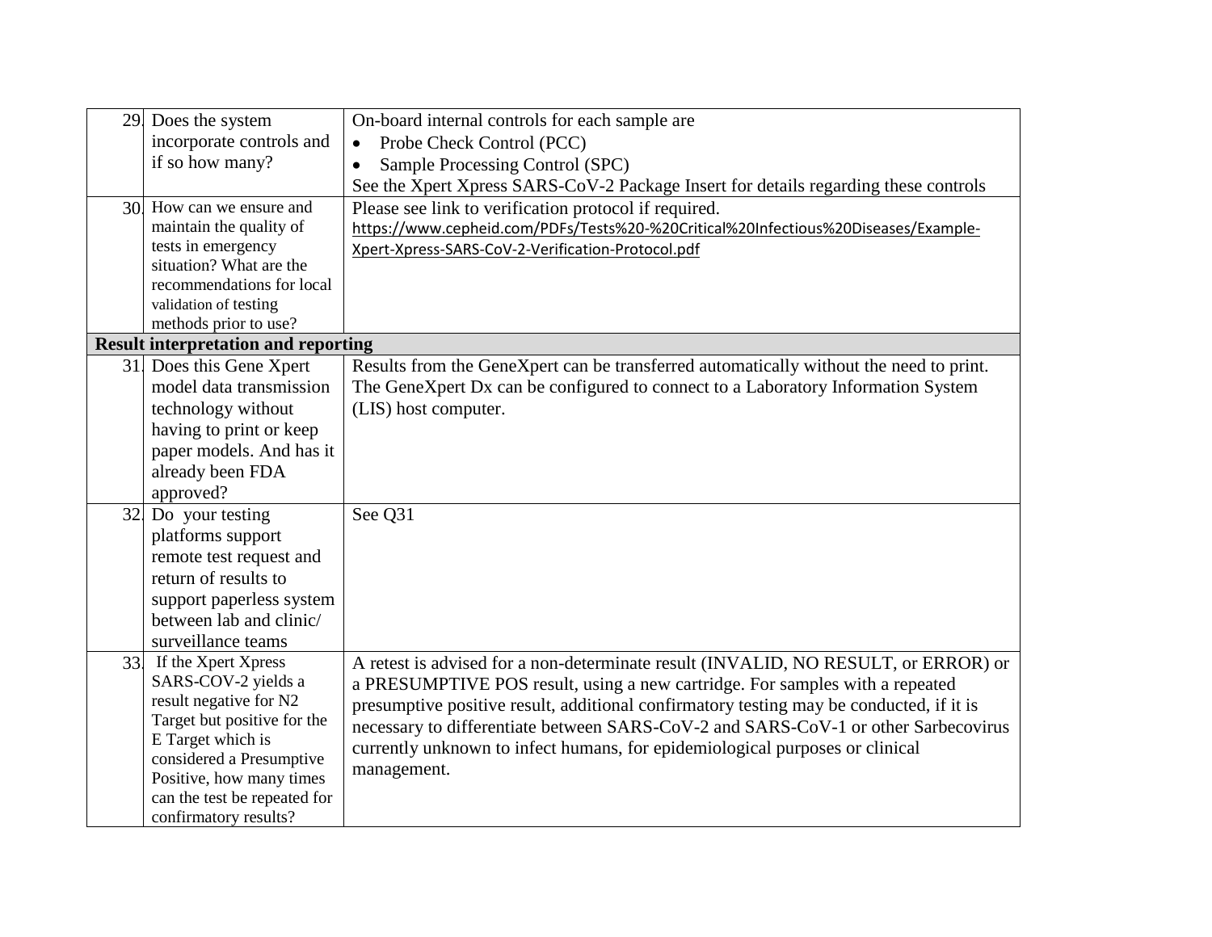| | | |
|---|---|---|
| 29. | Does the system incorporate controls and if so how many? | On-board internal controls for each sample are<br>• Probe Check Control (PCC)<br>• Sample Processing Control (SPC)<br>See the Xpert Xpress SARS-CoV-2 Package Insert for details regarding these controls |
| 30. | How can we ensure and maintain the quality of tests in emergency situation? What are the recommendations for local validation of testing methods prior to use? | Please see link to verification protocol if required.<br>https://www.cepheid.com/PDFs/Tests%20-%20Critical%20Infectious%20Diseases/Example-Xpert-Xpress-SARS-CoV-2-Verification-Protocol.pdf |
| **Result interpretation and reporting** | | |
| 31. | Does this Gene Xpert model data transmission technology without having to print or keep paper models. And has it already been FDA approved? | Results from the GeneXpert can be transferred automatically without the need to print. The GeneXpert Dx can be configured to connect to a Laboratory Information System (LIS) host computer. |
| 32. | Do your testing platforms support remote test request and return of results to support paperless system between lab and clinic/ surveillance teams | See Q31 |
| 33. | If the Xpert Xpress SARS-COV-2 yields a result negative for N2 Target but positive for the E Target which is considered a Presumptive Positive, how many times can the test be repeated for confirmatory results? | A retest is advised for a non-determinate result (INVALID, NO RESULT, or ERROR) or a PRESUMPTIVE POS result, using a new cartridge. For samples with a repeated presumptive positive result, additional confirmatory testing may be conducted, if it is necessary to differentiate between SARS-CoV-2 and SARS-CoV-1 or other Sarbecovirus currently unknown to infect humans, for epidemiological purposes or clinical management. |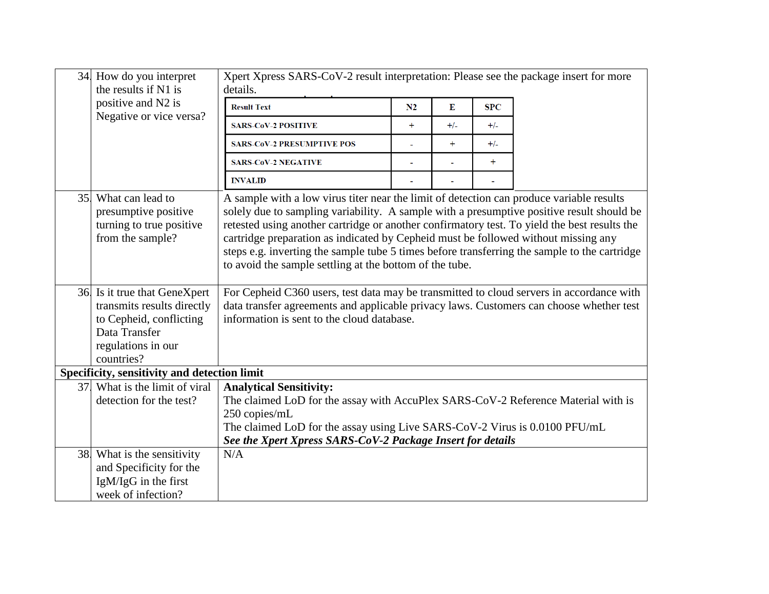| | | |
|---|---|---|
| 34. | How do you interpret the results if N1 is positive and N2 is Negative or vice versa? | Xpert Xpress SARS-CoV-2 result interpretation: Please see the package insert for more details.<br><br>**Result Text** \| **N2** \| **E** \| **SPC**<br>SARS-CoV-2 POSITIVE \| + \| +/- \| +/-<br>SARS-CoV-2 PRESUMPTIVE POS \| - \| + \| +/-<br>SARS-CoV-2 NEGATIVE \| - \| - \| +<br>INVALID \| - \| - \| - |
| 35. | What can lead to presumptive positive turning to true positive from the sample? | A sample with a low virus titer near the limit of detection can produce variable results solely due to sampling variability. A sample with a presumptive positive result should be retested using another cartridge or another confirmatory test. To yield the best results the cartridge preparation as indicated by Cepheid must be followed without missing any steps e.g. inverting the sample tube 5 times before transferring the sample to the cartridge to avoid the sample settling at the bottom of the tube. |
| 36. | Is it true that GeneXpert transmits results directly to Cepheid, conflicting Data Transfer regulations in our countries? | For Cepheid C360 users, test data may be transmitted to cloud servers in accordance with data transfer agreements and applicable privacy laws. Customers can choose whether test information is sent to the cloud database. |
| **Specificity, sensitivity and detection limit** | | |
| 37. | What is the limit of viral detection for the test? | **Analytical Sensitivity:**<br>The claimed LoD for the assay with AccuPlex SARS-CoV-2 Reference Material with is 250 copies/mL<br>The claimed LoD for the assay using Live SARS-CoV-2 Virus is 0.0100 PFU/mL<br>***See the Xpert Xpress SARS-CoV-2 Package Insert for details*** |
| 38. | What is the sensitivity and Specificity for the IgM/IgG in the first week of infection? | N/A |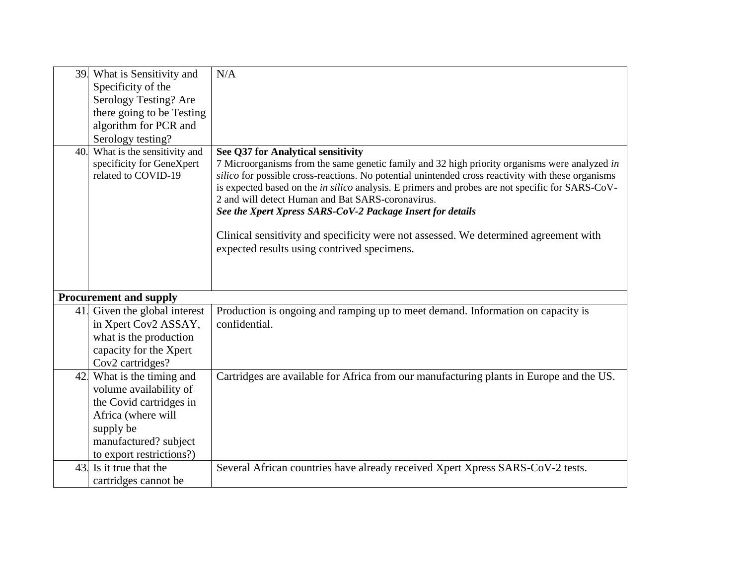| | | |
|---|---|---|
| 39. | What is Sensitivity and Specificity of the Serology Testing? Are there going to be Testing algorithm for PCR and Serology testing? | N/A |
| 40. | What is the sensitivity and specificity for GeneXpert related to COVID-19 | **See Q37 for Analytical sensitivity**<br>7 Microorganisms from the same genetic family and 32 high priority organisms were analyzed *in silico* for possible cross-reactions. No potential unintended cross reactivity with these organisms is expected based on the *in silico* analysis. E primers and probes are not specific for SARS-CoV-2 and will detect Human and Bat SARS-coronavirus.<br>***See the Xpert Xpress SARS-CoV-2 Package Insert for details***<br><br>Clinical sensitivity and specificity were not assessed. We determined agreement with expected results using contrived specimens. |
| **Procurement and supply** | | |
| 41. | Given the global interest in Xpert Cov2 ASSAY, what is the production capacity for the Xpert Cov2 cartridges? | Production is ongoing and ramping up to meet demand. Information on capacity is confidential. |
| 42. | What is the timing and volume availability of the Covid cartridges in Africa (where will supply be manufactured? subject to export restrictions?) | Cartridges are available for Africa from our manufacturing plants in Europe and the US. |
| 43. | Is it true that the cartridges cannot be | Several African countries have already received Xpert Xpress SARS-CoV-2 tests. |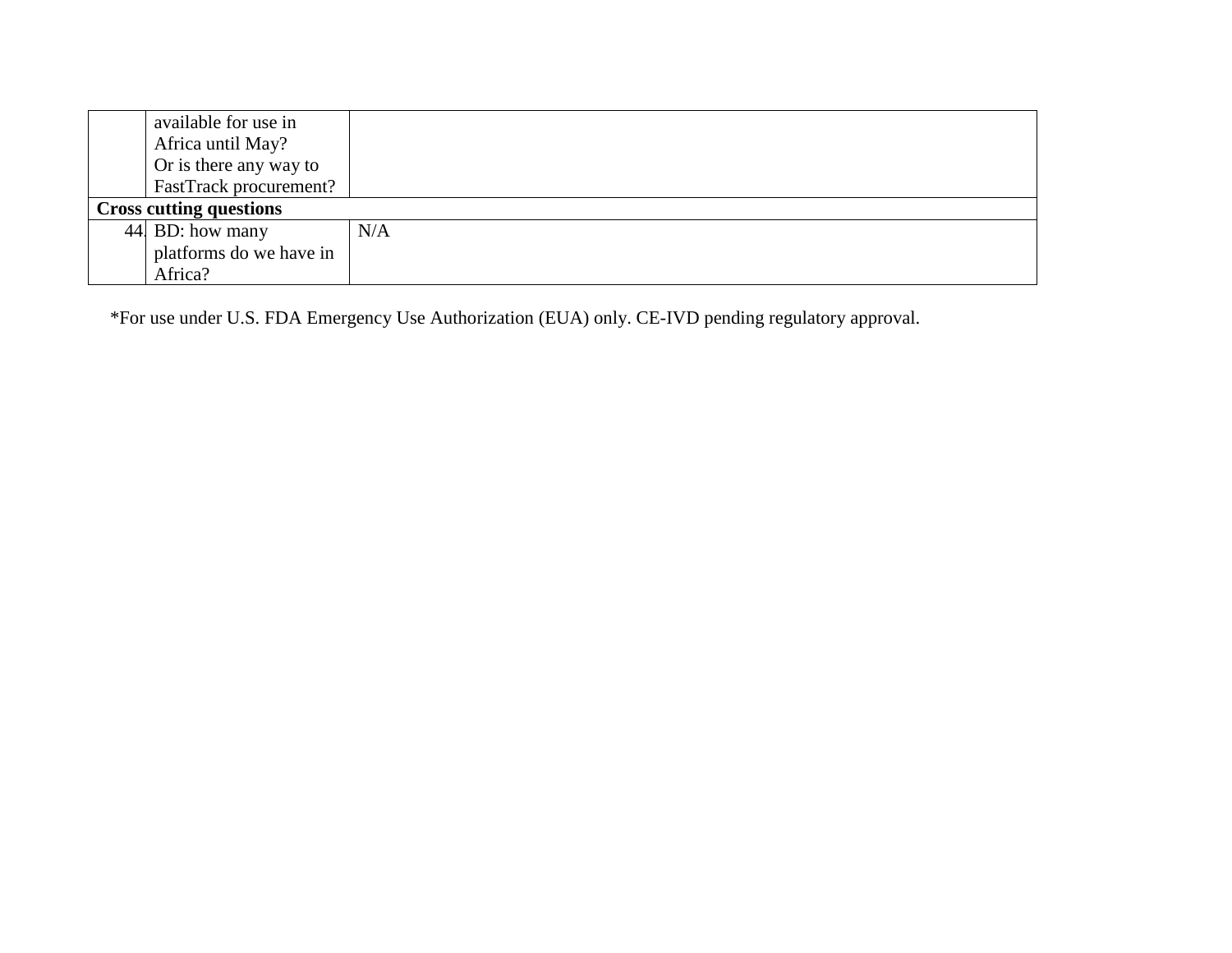| | | |
|---|---|---|
| | available for use in Africa until May? Or is there any way to FastTrack procurement? | |
| **Cross cutting questions** | | |
| 44. | BD: how many platforms do we have in Africa? | N/A |

*For use under U.S. FDA Emergency Use Authorization (EUA) only. CE-IVD pending regulatory approval.